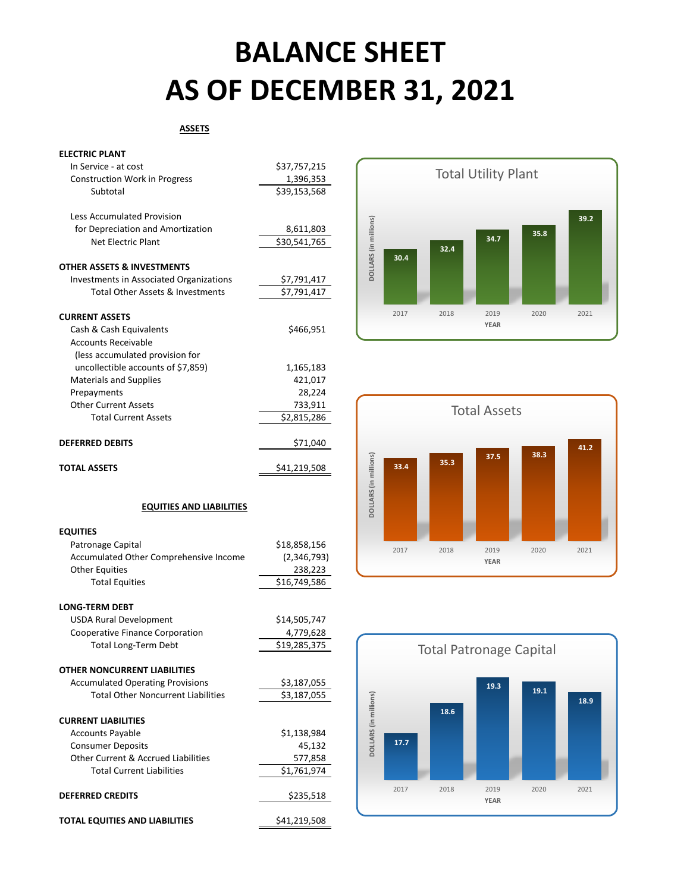# BALANCE SHEET
# AS OF DECEMBER 31, 2021

## ASSETS

| | |
|---|---:|
| **ELECTRIC PLANT** | |
| In Service - at cost | $37,757,215 |
| Construction Work in Progress | 1,396,353 |
| Subtotal | $39,153,568 |
| | |
| Less Accumulated Provision for Depreciation and Amortization | 8,611,803 |
| Net Electric Plant | $30,541,765 |
| | |
| **OTHER ASSETS & INVESTMENTS** | |
| Investments in Associated Organizations | $7,791,417 |
| Total Other Assets & Investments | $7,791,417 |
| | |
| **CURRENT ASSETS** | |
| Cash & Cash Equivalents | $466,951 |
| Accounts Receivable (less accumulated provision for uncollectible accounts of $7,859) | 1,165,183 |
| Materials and Supplies | 421,017 |
| Prepayments | 28,224 |
| Other Current Assets | 733,911 |
| Total Current Assets | $2,815,286 |
| | |
| **DEFERRED DEBITS** | $71,040 |
| | |
| **TOTAL ASSETS** | $41,219,508 |

## EQUITIES AND LIABILITIES

| | |
|---|---:|
| **EQUITIES** | |
| Patronage Capital | $18,858,156 |
| Accumulated Other Comprehensive Income | (2,346,793) |
| Other Equities | 238,223 |
| Total Equities | $16,749,586 |
| | |
| **LONG-TERM DEBT** | |
| USDA Rural Development | $14,505,747 |
| Cooperative Finance Corporation | 4,779,628 |
| Total Long-Term Debt | $19,285,375 |
| | |
| **OTHER NONCURRENT LIABILITIES** | |
| Accumulated Operating Provisions | $3,187,055 |
| Total Other Noncurrent Liabilities | $3,187,055 |
| | |
| **CURRENT LIABILITIES** | |
| Accounts Payable | $1,138,984 |
| Consumer Deposits | 45,132 |
| Other Current & Accrued Liabilities | 577,858 |
| Total Current Liabilities | $1,761,974 |
| | |
| **DEFERRED CREDITS** | $235,518 |
| | |
| **TOTAL EQUITIES AND LIABILITIES** | $41,219,508 |

**Total Utility Plant** (DOLLARS (in millions))

| YEAR | 2017 | 2018 | 2019 | 2020 | 2021 |
|---|---|---|---|---|---|
| | 30.4 | 32.4 | 34.7 | 35.8 | 39.2 |

**Total Assets** (DOLLARS (in millions))

| YEAR | 2017 | 2018 | 2019 | 2020 | 2021 |
|---|---|---|---|---|---|
| | 33.4 | 35.3 | 37.5 | 38.3 | 41.2 |

**Total Patronage Capital** (DOLLARS (in millions))

| YEAR | 2017 | 2018 | 2019 | 2020 | 2021 |
|---|---|---|---|---|---|
| | 17.7 | 18.6 | 19.3 | 19.1 | 18.9 |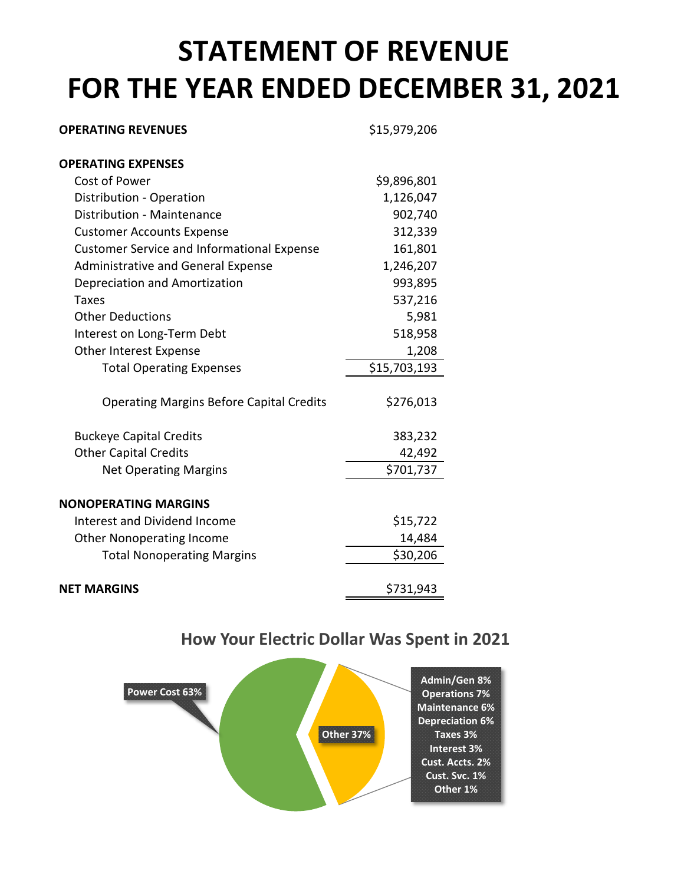# STATEMENT OF REVENUE
# FOR THE YEAR ENDED DECEMBER 31, 2021

| | |
|---|---|
| **OPERATING REVENUES** | $15,979,206 |
| | |
| **OPERATING EXPENSES** | |
| Cost of Power | $9,896,801 |
| Distribution - Operation | 1,126,047 |
| Distribution - Maintenance | 902,740 |
| Customer Accounts Expense | 312,339 |
| Customer Service and Informational Expense | 161,801 |
| Administrative and General Expense | 1,246,207 |
| Depreciation and Amortization | 993,895 |
| Taxes | 537,216 |
| Other Deductions | 5,981 |
| Interest on Long-Term Debt | 518,958 |
| Other Interest Expense | 1,208 |
| Total Operating Expenses | $15,703,193 |
| | |
| Operating Margins Before Capital Credits | $276,013 |
| | |
| Buckeye Capital Credits | 383,232 |
| Other Capital Credits | 42,492 |
| Net Operating Margins | $701,737 |
| | |
| **NONOPERATING MARGINS** | |
| Interest and Dividend Income | $15,722 |
| Other Nonoperating Income | 14,484 |
| Total Nonoperating Margins | $30,206 |
| | |
| **NET MARGINS** | $731,943 |

## How Your Electric Dollar Was Spent in 2021

Power Cost 63%

Other 37%

- Admin/Gen 8%
- Operations 7%
- Maintenance 6%
- Depreciation 6%
- Taxes 3%
- Interest 3%
- Cust. Accts. 2%
- Cust. Svc. 1%
- Other 1%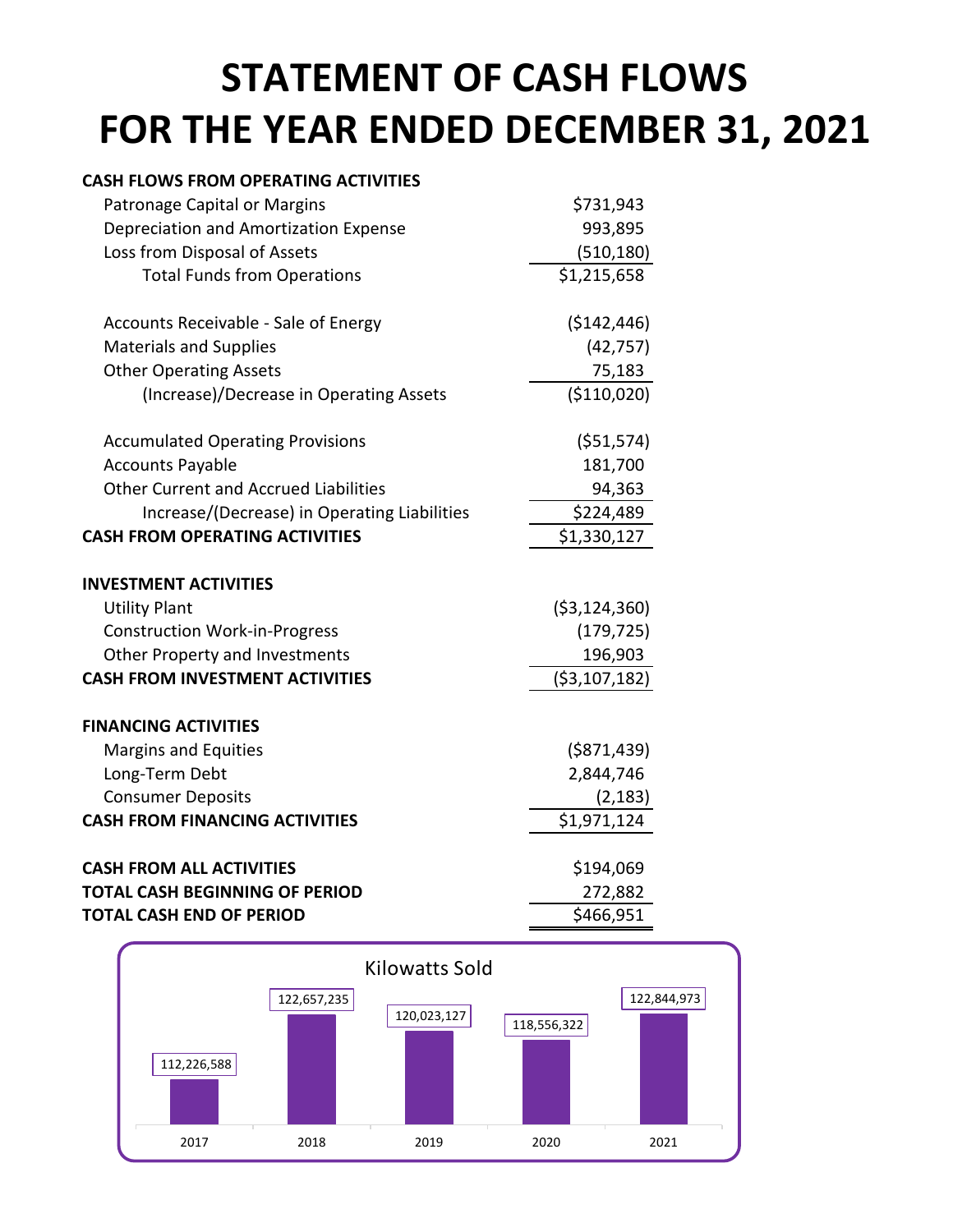# STATEMENT OF CASH FLOWS
# FOR THE YEAR ENDED DECEMBER 31, 2021

| | |
|---|---|
| **CASH FLOWS FROM OPERATING ACTIVITIES** | |
| Patronage Capital or Margins | $731,943 |
| Depreciation and Amortization Expense | 993,895 |
| Loss from Disposal of Assets | (510,180) |
| Total Funds from Operations | $1,215,658 |
| | |
| Accounts Receivable - Sale of Energy | ($142,446) |
| Materials and Supplies | (42,757) |
| Other Operating Assets | 75,183 |
| (Increase)/Decrease in Operating Assets | ($110,020) |
| | |
| Accumulated Operating Provisions | ($51,574) |
| Accounts Payable | 181,700 |
| Other Current and Accrued Liabilities | 94,363 |
| Increase/(Decrease) in Operating Liabilities | $224,489 |
| **CASH FROM OPERATING ACTIVITIES** | $1,330,127 |
| | |
| **INVESTMENT ACTIVITIES** | |
| Utility Plant | ($3,124,360) |
| Construction Work-in-Progress | (179,725) |
| Other Property and Investments | 196,903 |
| **CASH FROM INVESTMENT ACTIVITIES** | ($3,107,182) |
| | |
| **FINANCING ACTIVITIES** | |
| Margins and Equities | ($871,439) |
| Long-Term Debt | 2,844,746 |
| Consumer Deposits | (2,183) |
| **CASH FROM FINANCING ACTIVITIES** | $1,971,124 |
| | |
| **CASH FROM ALL ACTIVITIES** | $194,069 |
| **TOTAL CASH BEGINNING OF PERIOD** | 272,882 |
| **TOTAL CASH END OF PERIOD** | $466,951 |

Kilowatts Sold

112,226,588
122,657,235
120,023,127
118,556,322
122,844,973

2017
2018
2019
2020
2021